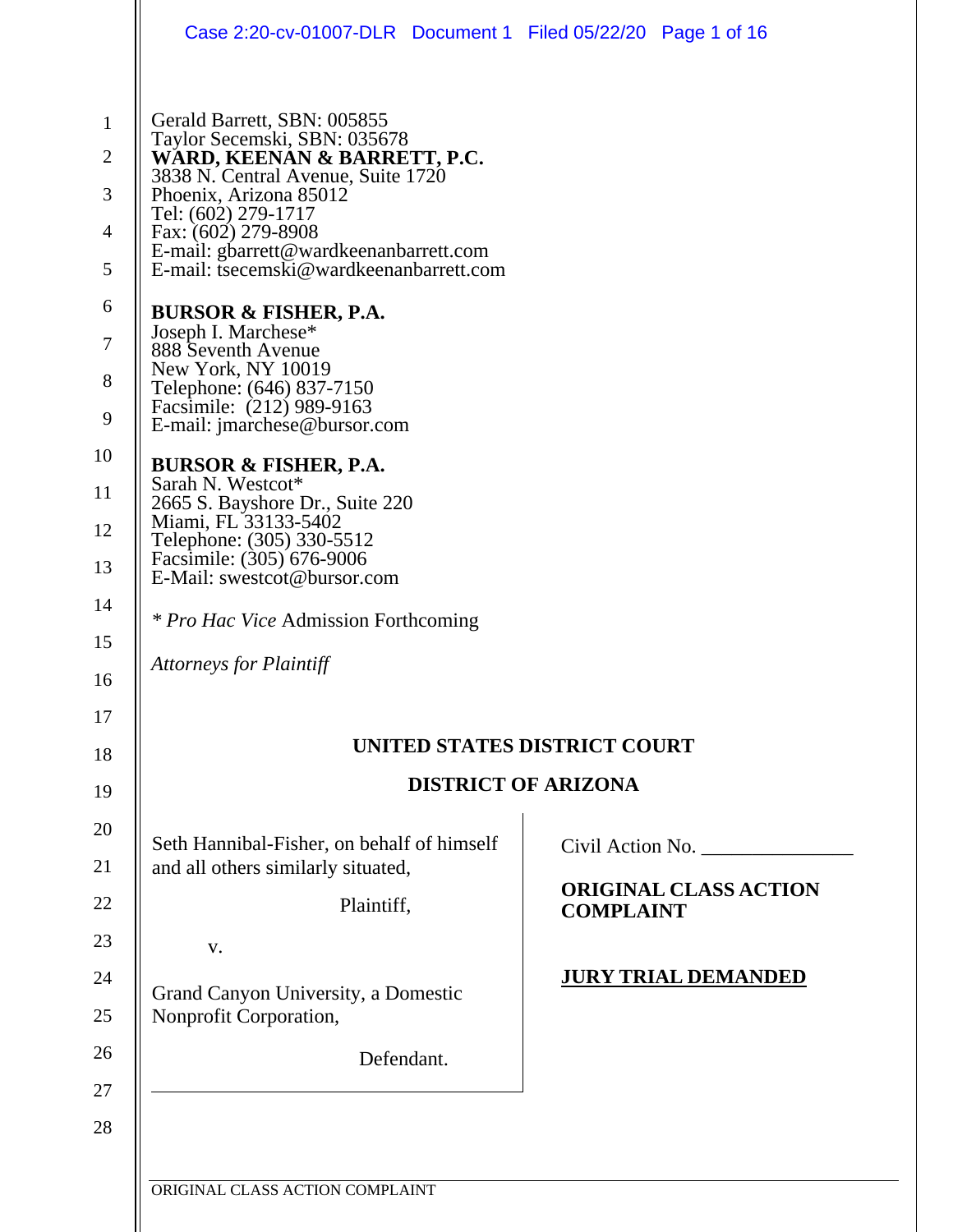Gerald Barrett, SBN: 005855
Taylor Secemski, SBN: 035678
**WARD, KEENAN & BARRETT, P.C.**
3838 N. Central Avenue, Suite 1720
Phoenix, Arizona 85012
Tel: (602) 279-1717
Fax: (602) 279-8908
E-mail: gbarrett@wardkeenanbarrett.com
E-mail: tsecemski@wardkeenanbarrett.com

**BURSOR & FISHER, P.A.**
Joseph I. Marchese*
888 Seventh Avenue
New York, NY 10019
Telephone: (646) 837-7150
Facsimile: (212) 989-9163
E-mail: jmarchese@bursor.com

**BURSOR & FISHER, P.A.**
Sarah N. Westcot*
2665 S. Bayshore Dr., Suite 220
Miami, FL 33133-5402
Telephone: (305) 330-5512
Facsimile: (305) 676-9006
E-Mail: swestcot@bursor.com

\* *Pro Hac Vice* Admission Forthcoming

*Attorneys for Plaintiff*

**UNITED STATES DISTRICT COURT**

**DISTRICT OF ARIZONA**

Seth Hannibal-Fisher, on behalf of himself and all others similarly situated,

Plaintiff,

v.

Grand Canyon University, a Domestic Nonprofit Corporation,

Defendant.

Civil Action No. _______________

**ORIGINAL CLASS ACTION COMPLAINT**

**JURY TRIAL DEMANDED**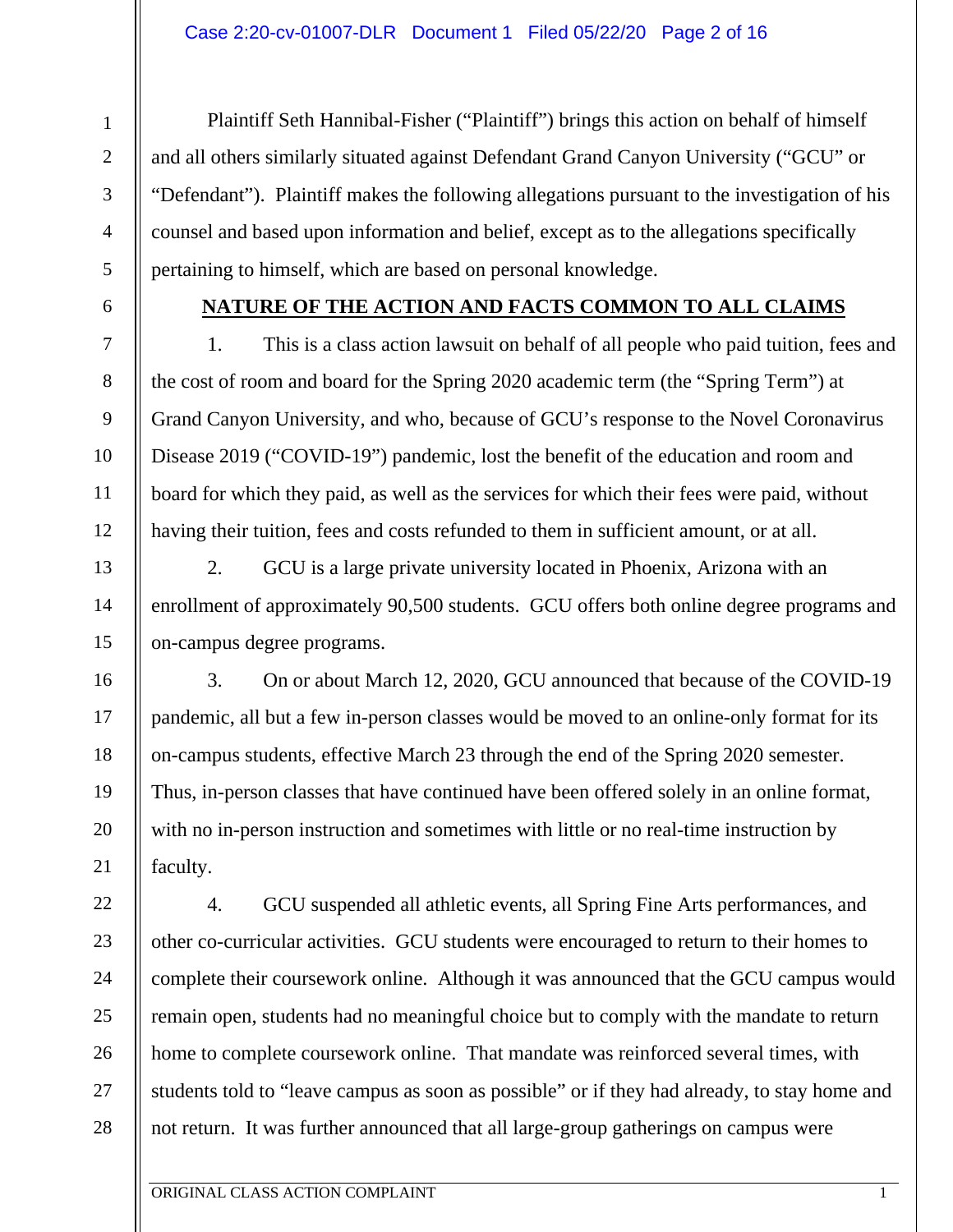Plaintiff Seth Hannibal-Fisher ("Plaintiff") brings this action on behalf of himself and all others similarly situated against Defendant Grand Canyon University ("GCU" or "Defendant"). Plaintiff makes the following allegations pursuant to the investigation of his counsel and based upon information and belief, except as to the allegations specifically pertaining to himself, which are based on personal knowledge.

## NATURE OF THE ACTION AND FACTS COMMON TO ALL CLAIMS

1. This is a class action lawsuit on behalf of all people who paid tuition, fees and the cost of room and board for the Spring 2020 academic term (the "Spring Term") at Grand Canyon University, and who, because of GCU's response to the Novel Coronavirus Disease 2019 ("COVID-19") pandemic, lost the benefit of the education and room and board for which they paid, as well as the services for which their fees were paid, without having their tuition, fees and costs refunded to them in sufficient amount, or at all.

2. GCU is a large private university located in Phoenix, Arizona with an enrollment of approximately 90,500 students. GCU offers both online degree programs and on-campus degree programs.

3. On or about March 12, 2020, GCU announced that because of the COVID-19 pandemic, all but a few in-person classes would be moved to an online-only format for its on-campus students, effective March 23 through the end of the Spring 2020 semester. Thus, in-person classes that have continued have been offered solely in an online format, with no in-person instruction and sometimes with little or no real-time instruction by faculty.

4. GCU suspended all athletic events, all Spring Fine Arts performances, and other co-curricular activities. GCU students were encouraged to return to their homes to complete their coursework online. Although it was announced that the GCU campus would remain open, students had no meaningful choice but to comply with the mandate to return home to complete coursework online. That mandate was reinforced several times, with students told to "leave campus as soon as possible" or if they had already, to stay home and not return. It was further announced that all large-group gatherings on campus were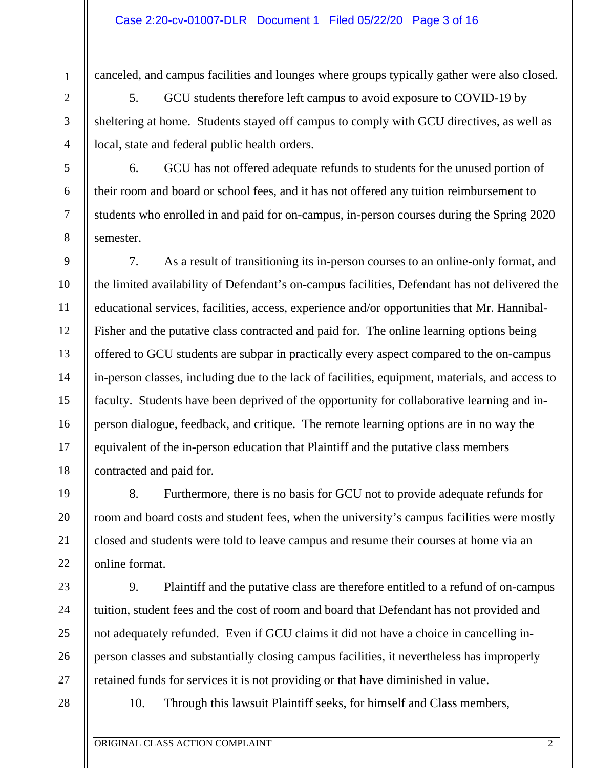canceled, and campus facilities and lounges where groups typically gather were also closed.

5. GCU students therefore left campus to avoid exposure to COVID-19 by sheltering at home. Students stayed off campus to comply with GCU directives, as well as local, state and federal public health orders.

6. GCU has not offered adequate refunds to students for the unused portion of their room and board or school fees, and it has not offered any tuition reimbursement to students who enrolled in and paid for on-campus, in-person courses during the Spring 2020 semester.

7. As a result of transitioning its in-person courses to an online-only format, and the limited availability of Defendant's on-campus facilities, Defendant has not delivered the educational services, facilities, access, experience and/or opportunities that Mr. Hannibal-Fisher and the putative class contracted and paid for. The online learning options being offered to GCU students are subpar in practically every aspect compared to the on-campus in-person classes, including due to the lack of facilities, equipment, materials, and access to faculty. Students have been deprived of the opportunity for collaborative learning and in-person dialogue, feedback, and critique. The remote learning options are in no way the equivalent of the in-person education that Plaintiff and the putative class members contracted and paid for.

8. Furthermore, there is no basis for GCU not to provide adequate refunds for room and board costs and student fees, when the university's campus facilities were mostly closed and students were told to leave campus and resume their courses at home via an online format.

9. Plaintiff and the putative class are therefore entitled to a refund of on-campus tuition, student fees and the cost of room and board that Defendant has not provided and not adequately refunded. Even if GCU claims it did not have a choice in cancelling in-person classes and substantially closing campus facilities, it nevertheless has improperly retained funds for services it is not providing or that have diminished in value.

10. Through this lawsuit Plaintiff seeks, for himself and Class members,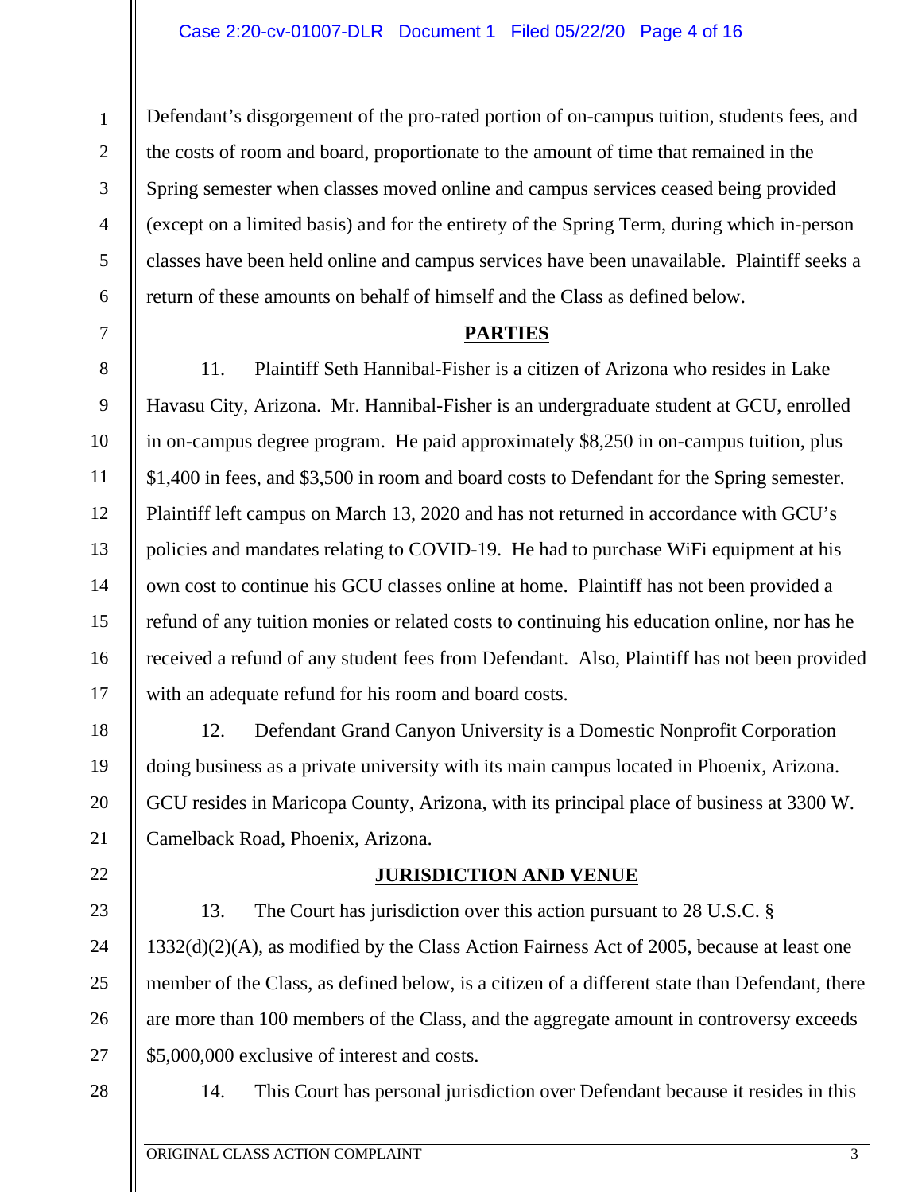Defendant's disgorgement of the pro-rated portion of on-campus tuition, students fees, and the costs of room and board, proportionate to the amount of time that remained in the Spring semester when classes moved online and campus services ceased being provided (except on a limited basis) and for the entirety of the Spring Term, during which in-person classes have been held online and campus services have been unavailable. Plaintiff seeks a return of these amounts on behalf of himself and the Class as defined below.

## PARTIES

11. Plaintiff Seth Hannibal-Fisher is a citizen of Arizona who resides in Lake Havasu City, Arizona. Mr. Hannibal-Fisher is an undergraduate student at GCU, enrolled in on-campus degree program. He paid approximately $8,250 in on-campus tuition, plus $1,400 in fees, and $3,500 in room and board costs to Defendant for the Spring semester. Plaintiff left campus on March 13, 2020 and has not returned in accordance with GCU's policies and mandates relating to COVID-19. He had to purchase WiFi equipment at his own cost to continue his GCU classes online at home. Plaintiff has not been provided a refund of any tuition monies or related costs to continuing his education online, nor has he received a refund of any student fees from Defendant. Also, Plaintiff has not been provided with an adequate refund for his room and board costs.

12. Defendant Grand Canyon University is a Domestic Nonprofit Corporation doing business as a private university with its main campus located in Phoenix, Arizona. GCU resides in Maricopa County, Arizona, with its principal place of business at 3300 W. Camelback Road, Phoenix, Arizona.

## JURISDICTION AND VENUE

13. The Court has jurisdiction over this action pursuant to 28 U.S.C. § 1332(d)(2)(A), as modified by the Class Action Fairness Act of 2005, because at least one member of the Class, as defined below, is a citizen of a different state than Defendant, there are more than 100 members of the Class, and the aggregate amount in controversy exceeds $5,000,000 exclusive of interest and costs.

14. This Court has personal jurisdiction over Defendant because it resides in this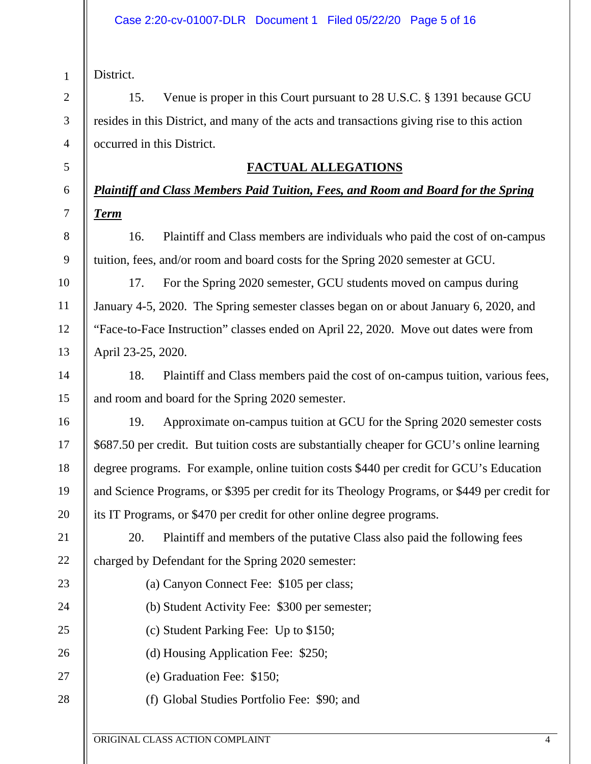District.

15. Venue is proper in this Court pursuant to 28 U.S.C. § 1391 because GCU resides in this District, and many of the acts and transactions giving rise to this action occurred in this District.

## FACTUAL ALLEGATIONS

***Plaintiff and Class Members Paid Tuition, Fees, and Room and Board for the Spring Term***

16. Plaintiff and Class members are individuals who paid the cost of on-campus tuition, fees, and/or room and board costs for the Spring 2020 semester at GCU.

17. For the Spring 2020 semester, GCU students moved on campus during January 4-5, 2020. The Spring semester classes began on or about January 6, 2020, and "Face-to-Face Instruction" classes ended on April 22, 2020. Move out dates were from April 23-25, 2020.

18. Plaintiff and Class members paid the cost of on-campus tuition, various fees, and room and board for the Spring 2020 semester.

19. Approximate on-campus tuition at GCU for the Spring 2020 semester costs $687.50 per credit. But tuition costs are substantially cheaper for GCU's online learning degree programs. For example, online tuition costs $440 per credit for GCU's Education and Science Programs, or $395 per credit for its Theology Programs, or $449 per credit for its IT Programs, or $470 per credit for other online degree programs.

20. Plaintiff and members of the putative Class also paid the following fees charged by Defendant for the Spring 2020 semester:

(a) Canyon Connect Fee: $105 per class;

(b) Student Activity Fee: $300 per semester;

(c) Student Parking Fee: Up to $150;

(d) Housing Application Fee: $250;

(e) Graduation Fee: $150;

(f) Global Studies Portfolio Fee: $90; and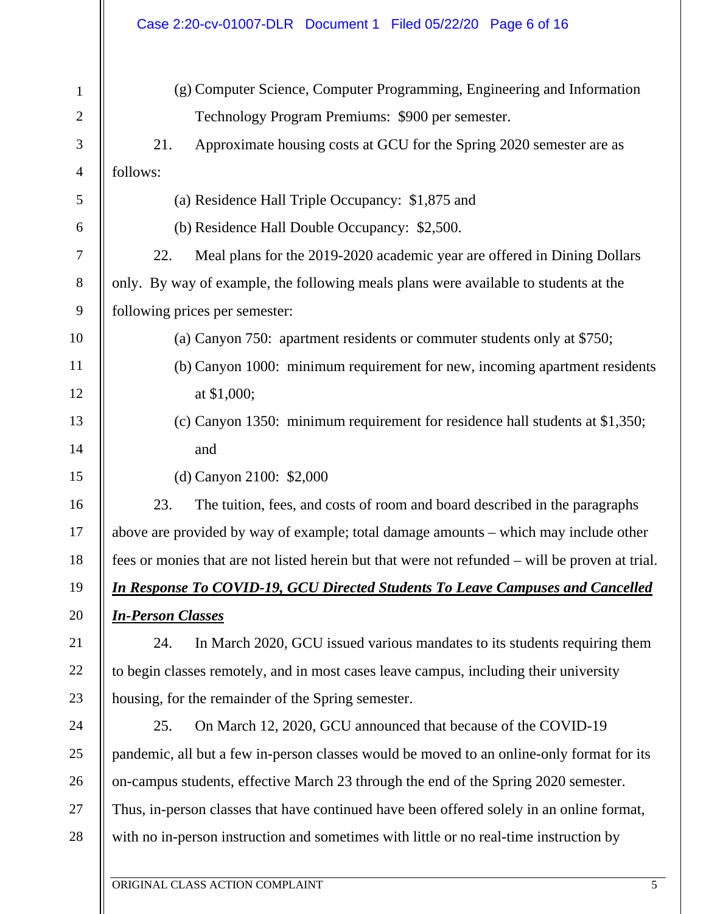(g) Computer Science, Computer Programming, Engineering and Information Technology Program Premiums: $900 per semester.

21. Approximate housing costs at GCU for the Spring 2020 semester are as follows:

(a) Residence Hall Triple Occupancy: $1,875 and

(b) Residence Hall Double Occupancy: $2,500.

22. Meal plans for the 2019-2020 academic year are offered in Dining Dollars only. By way of example, the following meals plans were available to students at the following prices per semester:

(a) Canyon 750: apartment residents or commuter students only at $750;

(b) Canyon 1000: minimum requirement for new, incoming apartment residents at $1,000;

(c) Canyon 1350: minimum requirement for residence hall students at $1,350; and

(d) Canyon 2100: $2,000

23. The tuition, fees, and costs of room and board described in the paragraphs above are provided by way of example; total damage amounts – which may include other fees or monies that are not listed herein but that were not refunded – will be proven at trial.

***In Response To COVID-19, GCU Directed Students To Leave Campuses and Cancelled In-Person Classes***

24. In March 2020, GCU issued various mandates to its students requiring them to begin classes remotely, and in most cases leave campus, including their university housing, for the remainder of the Spring semester.

25. On March 12, 2020, GCU announced that because of the COVID-19 pandemic, all but a few in-person classes would be moved to an online-only format for its on-campus students, effective March 23 through the end of the Spring 2020 semester. Thus, in-person classes that have continued have been offered solely in an online format, with no in-person instruction and sometimes with little or no real-time instruction by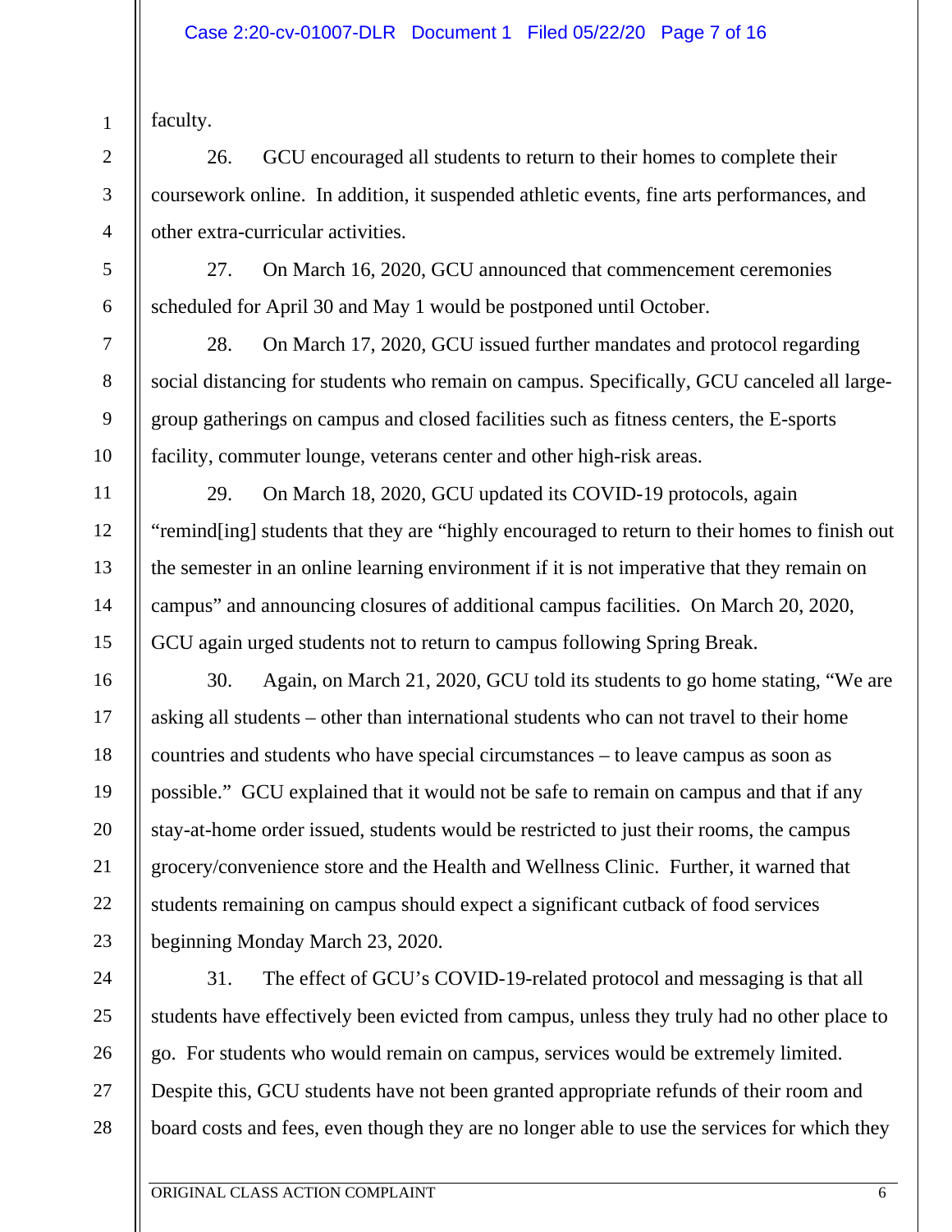faculty.

26. GCU encouraged all students to return to their homes to complete their coursework online. In addition, it suspended athletic events, fine arts performances, and other extra-curricular activities.

27. On March 16, 2020, GCU announced that commencement ceremonies scheduled for April 30 and May 1 would be postponed until October.

28. On March 17, 2020, GCU issued further mandates and protocol regarding social distancing for students who remain on campus. Specifically, GCU canceled all large-group gatherings on campus and closed facilities such as fitness centers, the E-sports facility, commuter lounge, veterans center and other high-risk areas.

29. On March 18, 2020, GCU updated its COVID-19 protocols, again "remind[ing] students that they are "highly encouraged to return to their homes to finish out the semester in an online learning environment if it is not imperative that they remain on campus" and announcing closures of additional campus facilities. On March 20, 2020, GCU again urged students not to return to campus following Spring Break.

30. Again, on March 21, 2020, GCU told its students to go home stating, "We are asking all students – other than international students who can not travel to their home countries and students who have special circumstances – to leave campus as soon as possible." GCU explained that it would not be safe to remain on campus and that if any stay-at-home order issued, students would be restricted to just their rooms, the campus grocery/convenience store and the Health and Wellness Clinic. Further, it warned that students remaining on campus should expect a significant cutback of food services beginning Monday March 23, 2020.

31. The effect of GCU's COVID-19-related protocol and messaging is that all students have effectively been evicted from campus, unless they truly had no other place to go. For students who would remain on campus, services would be extremely limited. Despite this, GCU students have not been granted appropriate refunds of their room and board costs and fees, even though they are no longer able to use the services for which they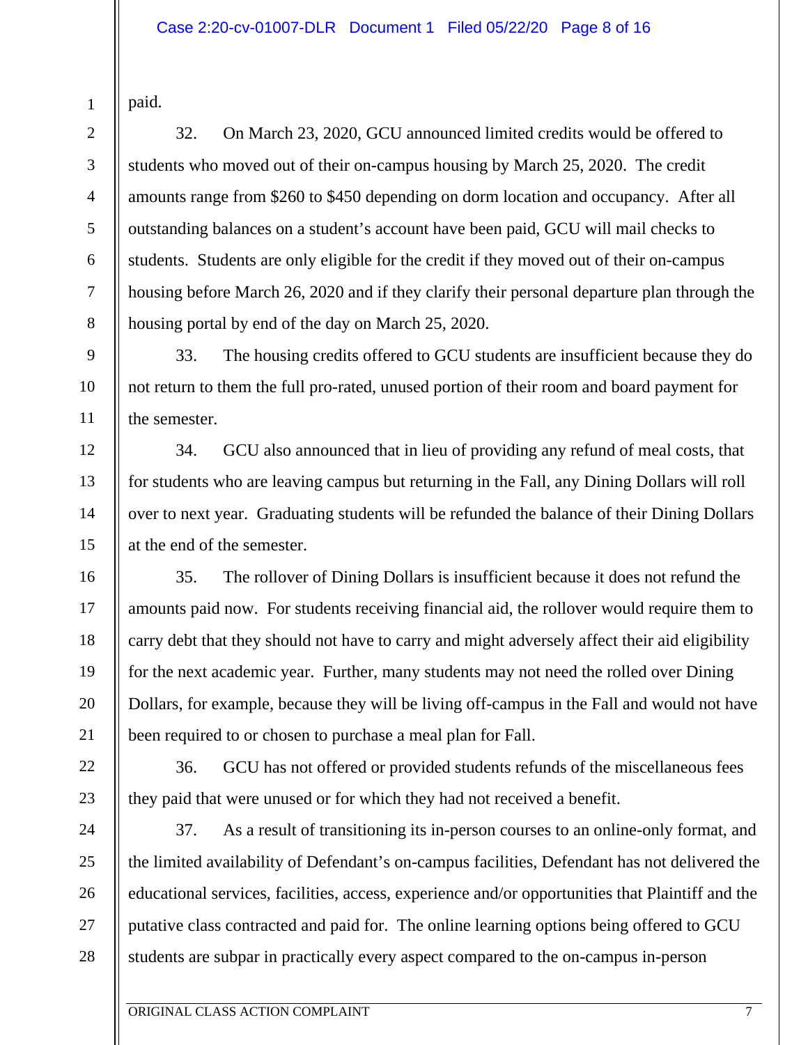paid.

32. On March 23, 2020, GCU announced limited credits would be offered to students who moved out of their on-campus housing by March 25, 2020. The credit amounts range from $260 to $450 depending on dorm location and occupancy. After all outstanding balances on a student's account have been paid, GCU will mail checks to students. Students are only eligible for the credit if they moved out of their on-campus housing before March 26, 2020 and if they clarify their personal departure plan through the housing portal by end of the day on March 25, 2020.

33. The housing credits offered to GCU students are insufficient because they do not return to them the full pro-rated, unused portion of their room and board payment for the semester.

34. GCU also announced that in lieu of providing any refund of meal costs, that for students who are leaving campus but returning in the Fall, any Dining Dollars will roll over to next year. Graduating students will be refunded the balance of their Dining Dollars at the end of the semester.

35. The rollover of Dining Dollars is insufficient because it does not refund the amounts paid now. For students receiving financial aid, the rollover would require them to carry debt that they should not have to carry and might adversely affect their aid eligibility for the next academic year. Further, many students may not need the rolled over Dining Dollars, for example, because they will be living off-campus in the Fall and would not have been required to or chosen to purchase a meal plan for Fall.

36. GCU has not offered or provided students refunds of the miscellaneous fees they paid that were unused or for which they had not received a benefit.

37. As a result of transitioning its in-person courses to an online-only format, and the limited availability of Defendant's on-campus facilities, Defendant has not delivered the educational services, facilities, access, experience and/or opportunities that Plaintiff and the putative class contracted and paid for. The online learning options being offered to GCU students are subpar in practically every aspect compared to the on-campus in-person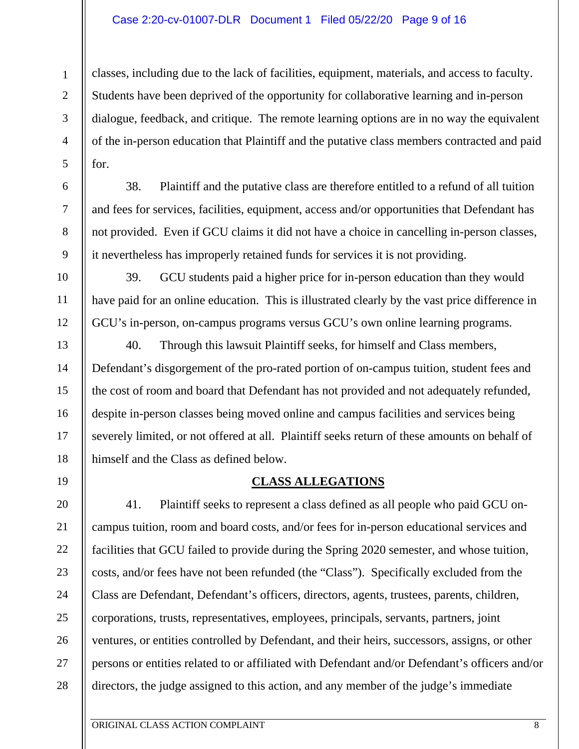classes, including due to the lack of facilities, equipment, materials, and access to faculty. Students have been deprived of the opportunity for collaborative learning and in-person dialogue, feedback, and critique. The remote learning options are in no way the equivalent of the in-person education that Plaintiff and the putative class members contracted and paid for.

38. Plaintiff and the putative class are therefore entitled to a refund of all tuition and fees for services, facilities, equipment, access and/or opportunities that Defendant has not provided. Even if GCU claims it did not have a choice in cancelling in-person classes, it nevertheless has improperly retained funds for services it is not providing.

39. GCU students paid a higher price for in-person education than they would have paid for an online education. This is illustrated clearly by the vast price difference in GCU's in-person, on-campus programs versus GCU's own online learning programs.

40. Through this lawsuit Plaintiff seeks, for himself and Class members, Defendant's disgorgement of the pro-rated portion of on-campus tuition, student fees and the cost of room and board that Defendant has not provided and not adequately refunded, despite in-person classes being moved online and campus facilities and services being severely limited, or not offered at all. Plaintiff seeks return of these amounts on behalf of himself and the Class as defined below.

## CLASS ALLEGATIONS

41. Plaintiff seeks to represent a class defined as all people who paid GCU on-campus tuition, room and board costs, and/or fees for in-person educational services and facilities that GCU failed to provide during the Spring 2020 semester, and whose tuition, costs, and/or fees have not been refunded (the "Class"). Specifically excluded from the Class are Defendant, Defendant's officers, directors, agents, trustees, parents, children, corporations, trusts, representatives, employees, principals, servants, partners, joint ventures, or entities controlled by Defendant, and their heirs, successors, assigns, or other persons or entities related to or affiliated with Defendant and/or Defendant's officers and/or directors, the judge assigned to this action, and any member of the judge's immediate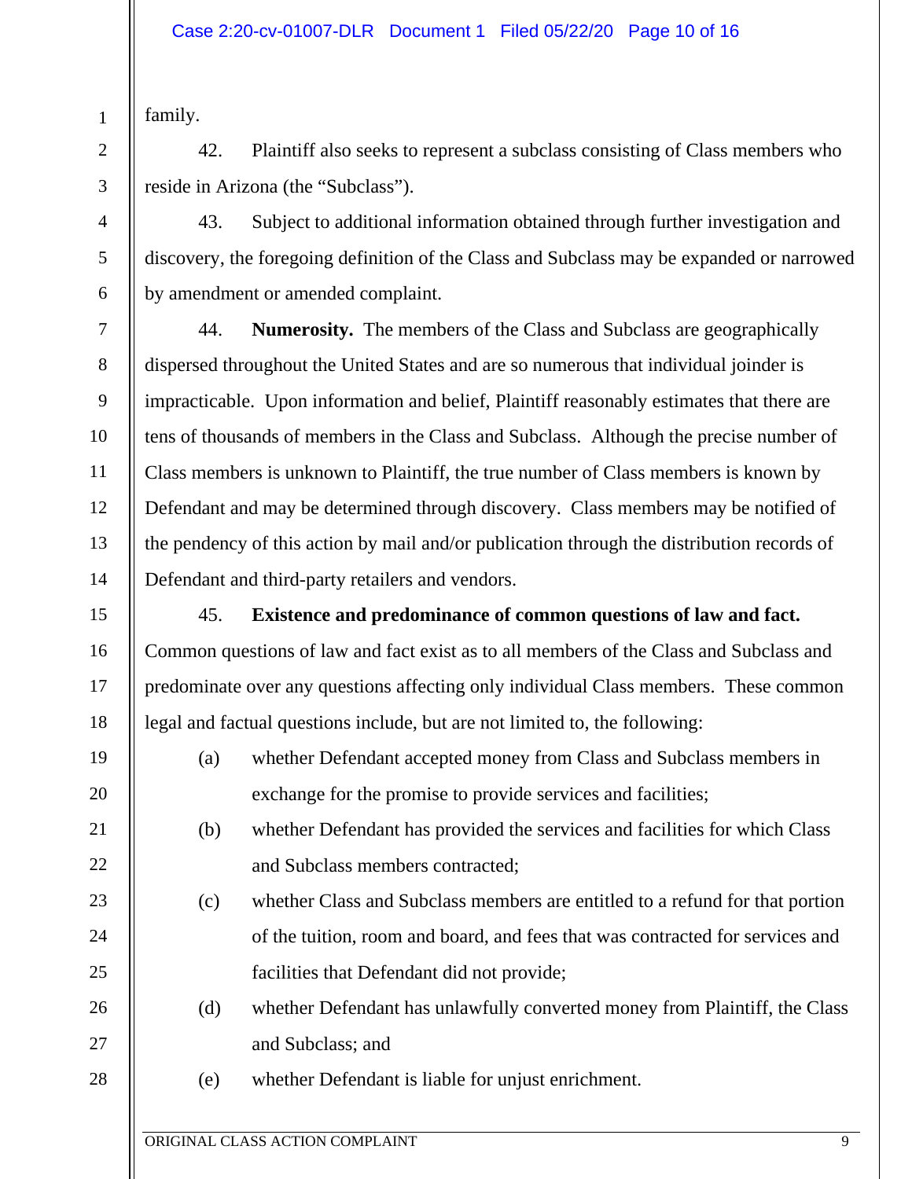family.

42. Plaintiff also seeks to represent a subclass consisting of Class members who reside in Arizona (the "Subclass").

43. Subject to additional information obtained through further investigation and discovery, the foregoing definition of the Class and Subclass may be expanded or narrowed by amendment or amended complaint.

44. **Numerosity.** The members of the Class and Subclass are geographically dispersed throughout the United States and are so numerous that individual joinder is impracticable. Upon information and belief, Plaintiff reasonably estimates that there are tens of thousands of members in the Class and Subclass. Although the precise number of Class members is unknown to Plaintiff, the true number of Class members is known by Defendant and may be determined through discovery. Class members may be notified of the pendency of this action by mail and/or publication through the distribution records of Defendant and third-party retailers and vendors.

45. **Existence and predominance of common questions of law and fact.** Common questions of law and fact exist as to all members of the Class and Subclass and predominate over any questions affecting only individual Class members. These common legal and factual questions include, but are not limited to, the following:

(a) whether Defendant accepted money from Class and Subclass members in exchange for the promise to provide services and facilities;

(b) whether Defendant has provided the services and facilities for which Class and Subclass members contracted;

(c) whether Class and Subclass members are entitled to a refund for that portion of the tuition, room and board, and fees that was contracted for services and facilities that Defendant did not provide;

(d) whether Defendant has unlawfully converted money from Plaintiff, the Class and Subclass; and

(e) whether Defendant is liable for unjust enrichment.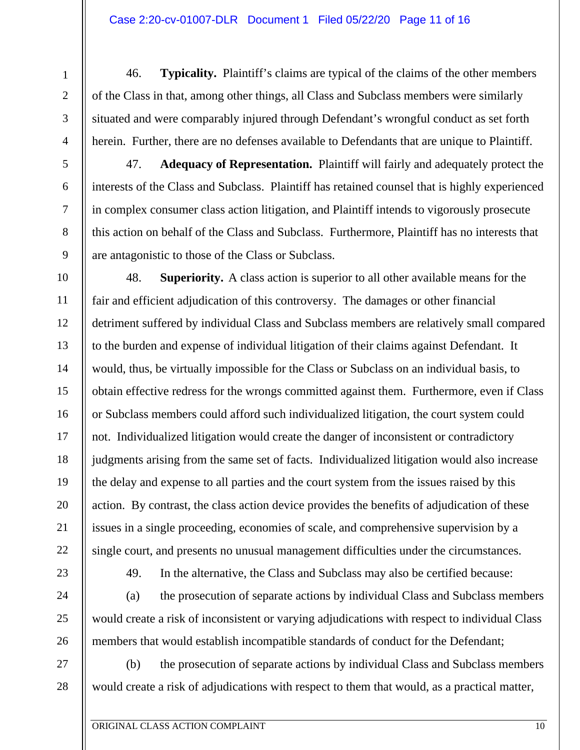46. **Typicality.** Plaintiff's claims are typical of the claims of the other members of the Class in that, among other things, all Class and Subclass members were similarly situated and were comparably injured through Defendant's wrongful conduct as set forth herein. Further, there are no defenses available to Defendants that are unique to Plaintiff.

47. **Adequacy of Representation.** Plaintiff will fairly and adequately protect the interests of the Class and Subclass. Plaintiff has retained counsel that is highly experienced in complex consumer class action litigation, and Plaintiff intends to vigorously prosecute this action on behalf of the Class and Subclass. Furthermore, Plaintiff has no interests that are antagonistic to those of the Class or Subclass.

48. **Superiority.** A class action is superior to all other available means for the fair and efficient adjudication of this controversy. The damages or other financial detriment suffered by individual Class and Subclass members are relatively small compared to the burden and expense of individual litigation of their claims against Defendant. It would, thus, be virtually impossible for the Class or Subclass on an individual basis, to obtain effective redress for the wrongs committed against them. Furthermore, even if Class or Subclass members could afford such individualized litigation, the court system could not. Individualized litigation would create the danger of inconsistent or contradictory judgments arising from the same set of facts. Individualized litigation would also increase the delay and expense to all parties and the court system from the issues raised by this action. By contrast, the class action device provides the benefits of adjudication of these issues in a single proceeding, economies of scale, and comprehensive supervision by a single court, and presents no unusual management difficulties under the circumstances.

49. In the alternative, the Class and Subclass may also be certified because:

(a) the prosecution of separate actions by individual Class and Subclass members would create a risk of inconsistent or varying adjudications with respect to individual Class members that would establish incompatible standards of conduct for the Defendant;

(b) the prosecution of separate actions by individual Class and Subclass members would create a risk of adjudications with respect to them that would, as a practical matter,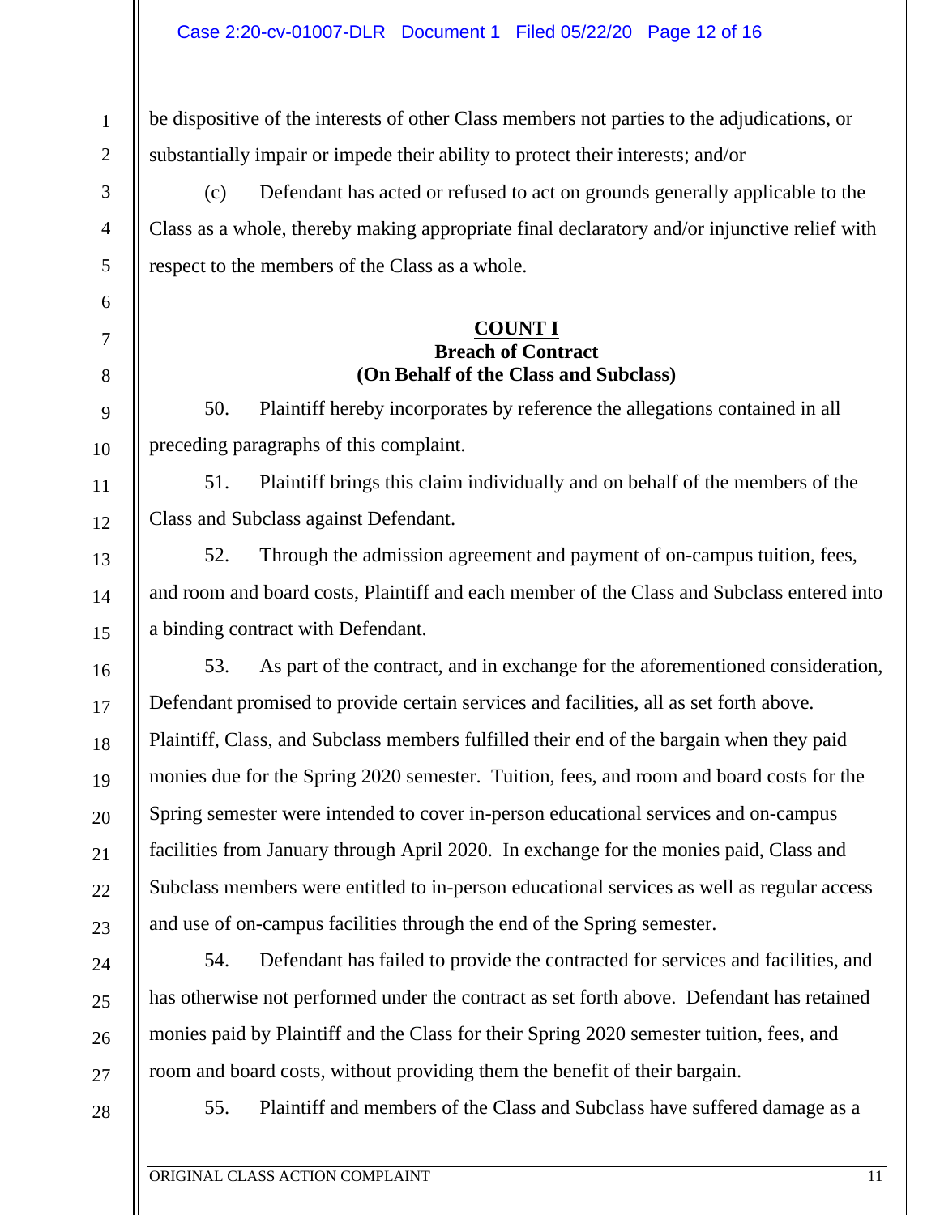be dispositive of the interests of other Class members not parties to the adjudications, or substantially impair or impede their ability to protect their interests; and/or

(c) Defendant has acted or refused to act on grounds generally applicable to the Class as a whole, thereby making appropriate final declaratory and/or injunctive relief with respect to the members of the Class as a whole.

## COUNT I

### Breach of Contract

### (On Behalf of the Class and Subclass)

50. Plaintiff hereby incorporates by reference the allegations contained in all preceding paragraphs of this complaint.

51. Plaintiff brings this claim individually and on behalf of the members of the Class and Subclass against Defendant.

52. Through the admission agreement and payment of on-campus tuition, fees, and room and board costs, Plaintiff and each member of the Class and Subclass entered into a binding contract with Defendant.

53. As part of the contract, and in exchange for the aforementioned consideration, Defendant promised to provide certain services and facilities, all as set forth above. Plaintiff, Class, and Subclass members fulfilled their end of the bargain when they paid monies due for the Spring 2020 semester. Tuition, fees, and room and board costs for the Spring semester were intended to cover in-person educational services and on-campus facilities from January through April 2020. In exchange for the monies paid, Class and Subclass members were entitled to in-person educational services as well as regular access and use of on-campus facilities through the end of the Spring semester.

54. Defendant has failed to provide the contracted for services and facilities, and has otherwise not performed under the contract as set forth above. Defendant has retained monies paid by Plaintiff and the Class for their Spring 2020 semester tuition, fees, and room and board costs, without providing them the benefit of their bargain.

55. Plaintiff and members of the Class and Subclass have suffered damage as a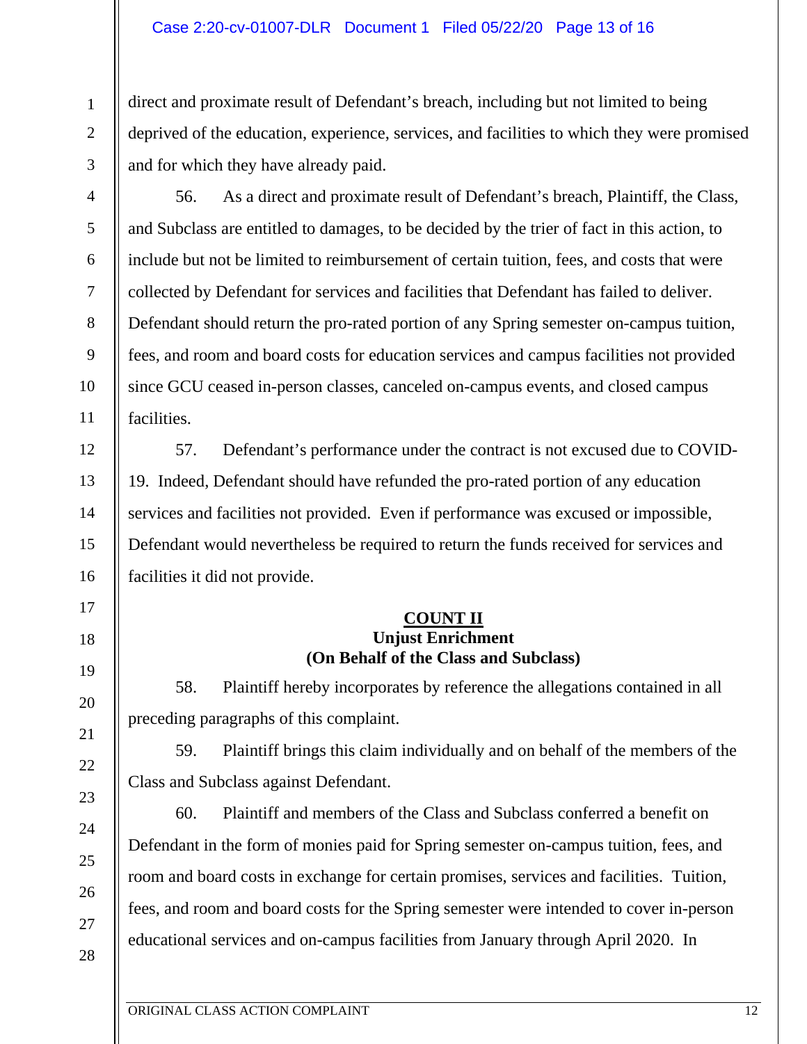direct and proximate result of Defendant's breach, including but not limited to being deprived of the education, experience, services, and facilities to which they were promised and for which they have already paid.

56. As a direct and proximate result of Defendant's breach, Plaintiff, the Class, and Subclass are entitled to damages, to be decided by the trier of fact in this action, to include but not be limited to reimbursement of certain tuition, fees, and costs that were collected by Defendant for services and facilities that Defendant has failed to deliver. Defendant should return the pro-rated portion of any Spring semester on-campus tuition, fees, and room and board costs for education services and campus facilities not provided since GCU ceased in-person classes, canceled on-campus events, and closed campus facilities.

57. Defendant's performance under the contract is not excused due to COVID-19. Indeed, Defendant should have refunded the pro-rated portion of any education services and facilities not provided. Even if performance was excused or impossible, Defendant would nevertheless be required to return the funds received for services and facilities it did not provide.

## COUNT II
**Unjust Enrichment**
**(On Behalf of the Class and Subclass)**

58. Plaintiff hereby incorporates by reference the allegations contained in all preceding paragraphs of this complaint.

59. Plaintiff brings this claim individually and on behalf of the members of the Class and Subclass against Defendant.

60. Plaintiff and members of the Class and Subclass conferred a benefit on Defendant in the form of monies paid for Spring semester on-campus tuition, fees, and room and board costs in exchange for certain promises, services and facilities. Tuition, fees, and room and board costs for the Spring semester were intended to cover in-person educational services and on-campus facilities from January through April 2020. In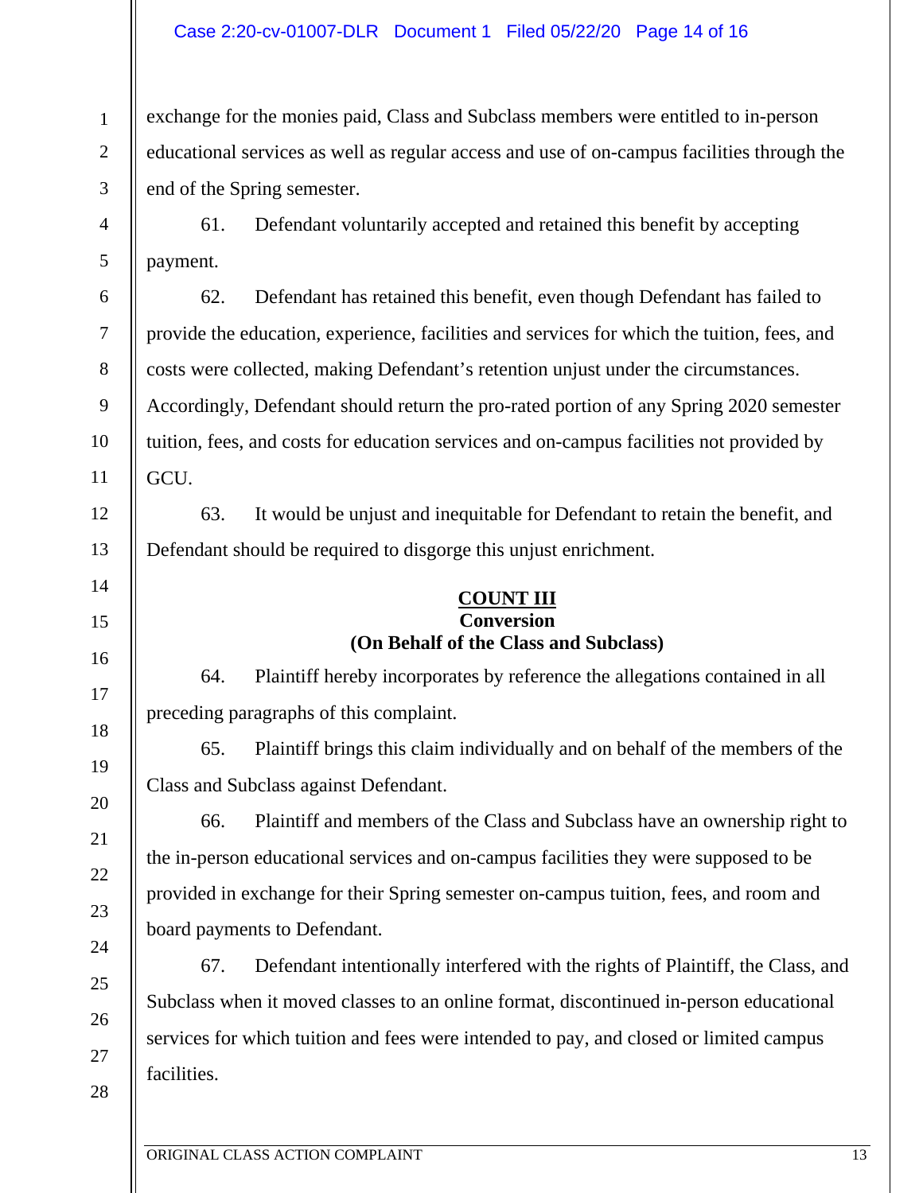exchange for the monies paid, Class and Subclass members were entitled to in-person educational services as well as regular access and use of on-campus facilities through the end of the Spring semester.

61. Defendant voluntarily accepted and retained this benefit by accepting payment.

62. Defendant has retained this benefit, even though Defendant has failed to provide the education, experience, facilities and services for which the tuition, fees, and costs were collected, making Defendant's retention unjust under the circumstances. Accordingly, Defendant should return the pro-rated portion of any Spring 2020 semester tuition, fees, and costs for education services and on-campus facilities not provided by GCU.

63. It would be unjust and inequitable for Defendant to retain the benefit, and Defendant should be required to disgorge this unjust enrichment.

## COUNT III
## Conversion
## (On Behalf of the Class and Subclass)

64. Plaintiff hereby incorporates by reference the allegations contained in all preceding paragraphs of this complaint.

65. Plaintiff brings this claim individually and on behalf of the members of the Class and Subclass against Defendant.

66. Plaintiff and members of the Class and Subclass have an ownership right to the in-person educational services and on-campus facilities they were supposed to be provided in exchange for their Spring semester on-campus tuition, fees, and room and board payments to Defendant.

67. Defendant intentionally interfered with the rights of Plaintiff, the Class, and Subclass when it moved classes to an online format, discontinued in-person educational services for which tuition and fees were intended to pay, and closed or limited campus facilities.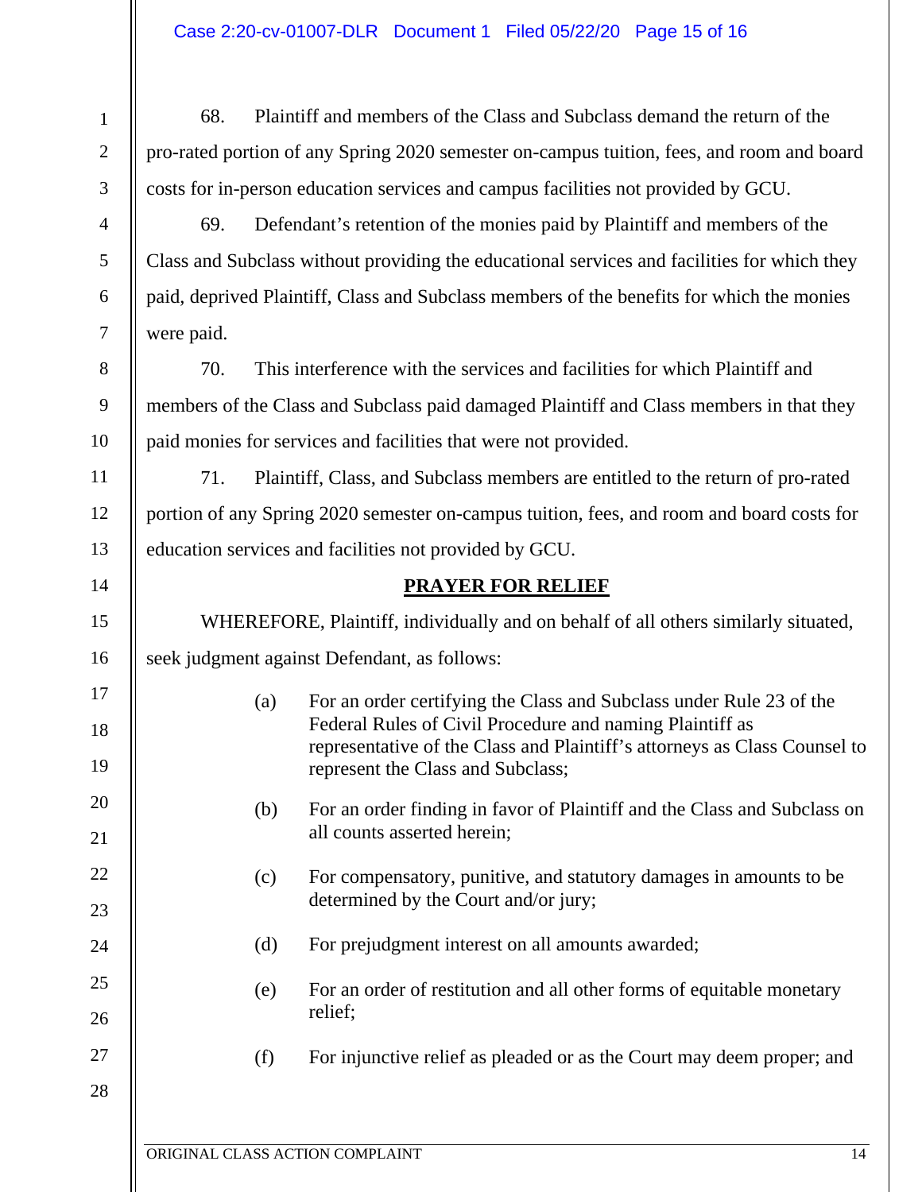68. Plaintiff and members of the Class and Subclass demand the return of the pro-rated portion of any Spring 2020 semester on-campus tuition, fees, and room and board costs for in-person education services and campus facilities not provided by GCU.

69. Defendant's retention of the monies paid by Plaintiff and members of the Class and Subclass without providing the educational services and facilities for which they paid, deprived Plaintiff, Class and Subclass members of the benefits for which the monies were paid.

70. This interference with the services and facilities for which Plaintiff and members of the Class and Subclass paid damaged Plaintiff and Class members in that they paid monies for services and facilities that were not provided.

71. Plaintiff, Class, and Subclass members are entitled to the return of pro-rated portion of any Spring 2020 semester on-campus tuition, fees, and room and board costs for education services and facilities not provided by GCU.

## PRAYER FOR RELIEF

WHEREFORE, Plaintiff, individually and on behalf of all others similarly situated, seek judgment against Defendant, as follows:

(a) For an order certifying the Class and Subclass under Rule 23 of the Federal Rules of Civil Procedure and naming Plaintiff as representative of the Class and Plaintiff's attorneys as Class Counsel to represent the Class and Subclass;

(b) For an order finding in favor of Plaintiff and the Class and Subclass on all counts asserted herein;

(c) For compensatory, punitive, and statutory damages in amounts to be determined by the Court and/or jury;

(d) For prejudgment interest on all amounts awarded;

(e) For an order of restitution and all other forms of equitable monetary relief;

(f) For injunctive relief as pleaded or as the Court may deem proper; and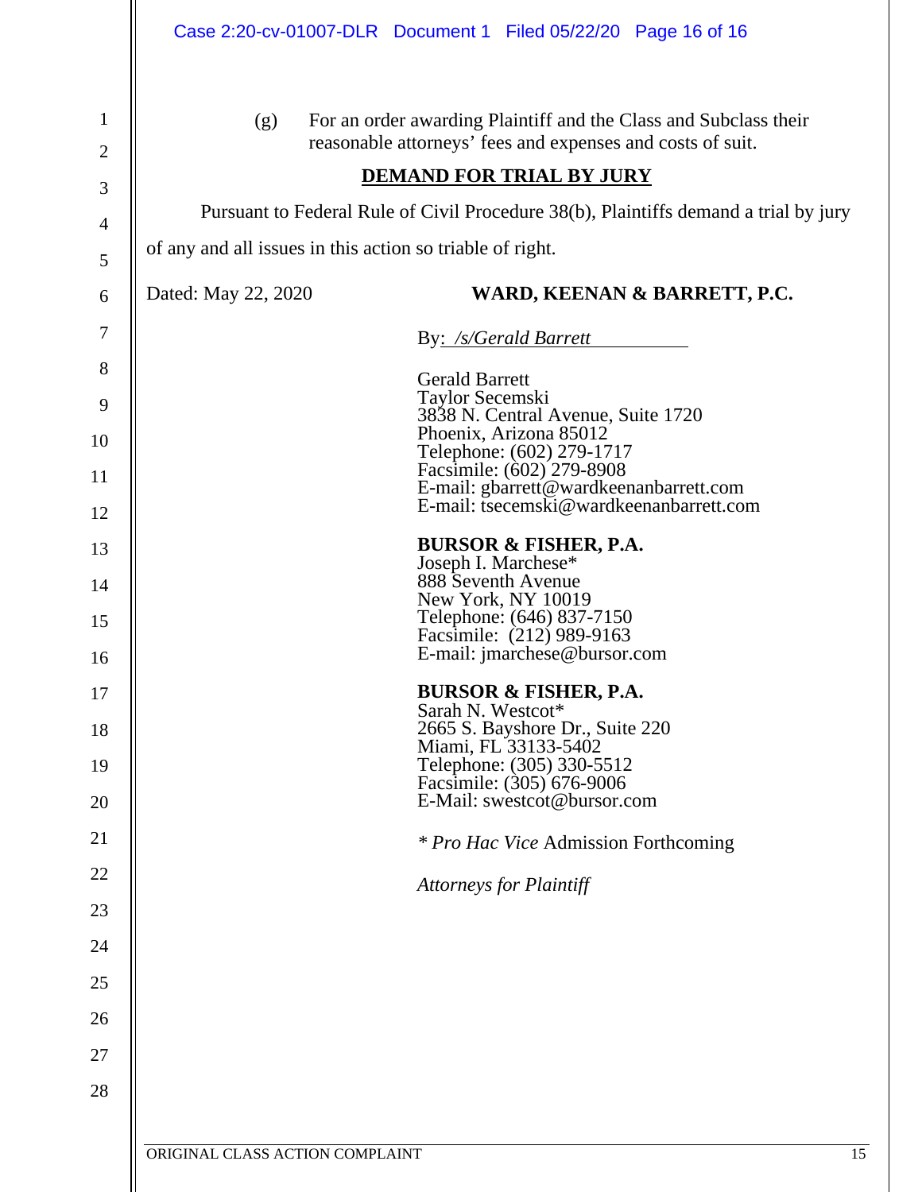(g) For an order awarding Plaintiff and the Class and Subclass their reasonable attorneys' fees and expenses and costs of suit.

**DEMAND FOR TRIAL BY JURY**

Pursuant to Federal Rule of Civil Procedure 38(b), Plaintiffs demand a trial by jury of any and all issues in this action so triable of right.

Dated: May 22, 2020

**WARD, KEENAN & BARRETT, P.C.**

By: */s/Gerald Barrett*

Gerald Barrett
Taylor Secemski
3838 N. Central Avenue, Suite 1720
Phoenix, Arizona 85012
Telephone: (602) 279-1717
Facsimile: (602) 279-8908
E-mail: gbarrett@wardkeenanbarrett.com
E-mail: tsecemski@wardkeenanbarrett.com

**BURSOR & FISHER, P.A.**
Joseph I. Marchese*
888 Seventh Avenue
New York, NY 10019
Telephone: (646) 837-7150
Facsimile: (212) 989-9163
E-mail: jmarchese@bursor.com

**BURSOR & FISHER, P.A.**
Sarah N. Westcot*
2665 S. Bayshore Dr., Suite 220
Miami, FL 33133-5402
Telephone: (305) 330-5512
Facsimile: (305) 676-9006
E-Mail: swestcot@bursor.com

* *Pro Hac Vice* Admission Forthcoming

*Attorneys for Plaintiff*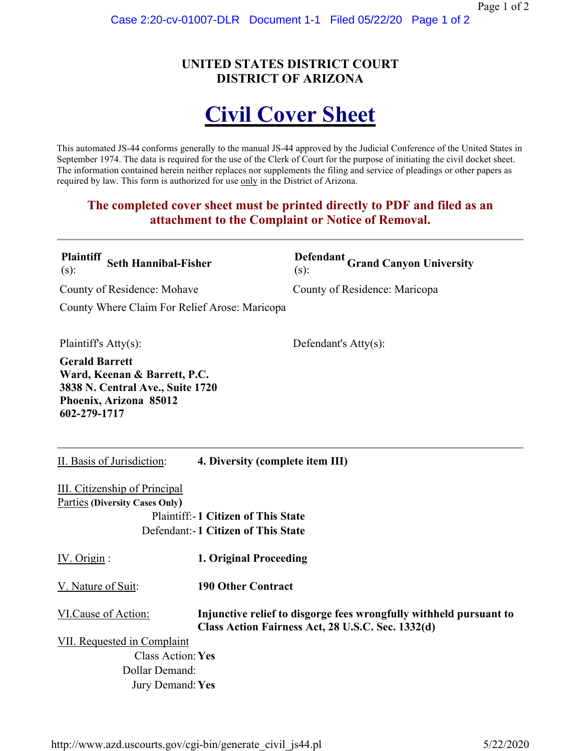# UNITED STATES DISTRICT COURT
# DISTRICT OF ARIZONA

# Civil Cover Sheet

This automated JS-44 conforms generally to the manual JS-44 approved by the Judicial Conference of the United States in September 1974. The data is required for the use of the Clerk of Court for the purpose of initiating the civil docket sheet. The information contained herein neither replaces nor supplements the filing and service of pleadings or other papers as required by law. This form is authorized for use only in the District of Arizona.

**The completed cover sheet must be printed directly to PDF and filed as an attachment to the Complaint or Notice of Removal.**

---

**Plaintiff(s):** **Seth Hannibal-Fisher**

County of Residence: Mohave

County Where Claim For Relief Arose: Maricopa

Plaintiff's Atty(s):

**Gerald Barrett**
**Ward, Keenan & Barrett, P.C.**
**3838 N. Central Ave., Suite 1720**
**Phoenix, Arizona 85012**
**602-279-1717**

**Defendant(s):** **Grand Canyon University**

County of Residence: Maricopa

Defendant's Atty(s):

---

II. Basis of Jurisdiction: **4. Diversity (complete item III)**

III. Citizenship of Principal Parties (Diversity Cases Only)

Plaintiff:- **1 Citizen of This State**

Defendant:- **1 Citizen of This State**

IV. Origin : **1. Original Proceeding**

V. Nature of Suit: **190 Other Contract**

VI.Cause of Action: **Injunctive relief to disgorge fees wrongfully withheld pursuant to Class Action Fairness Act, 28 U.S.C. Sec. 1332(d)**

VII. Requested in Complaint

Class Action: **Yes**

Dollar Demand:

Jury Demand: **Yes**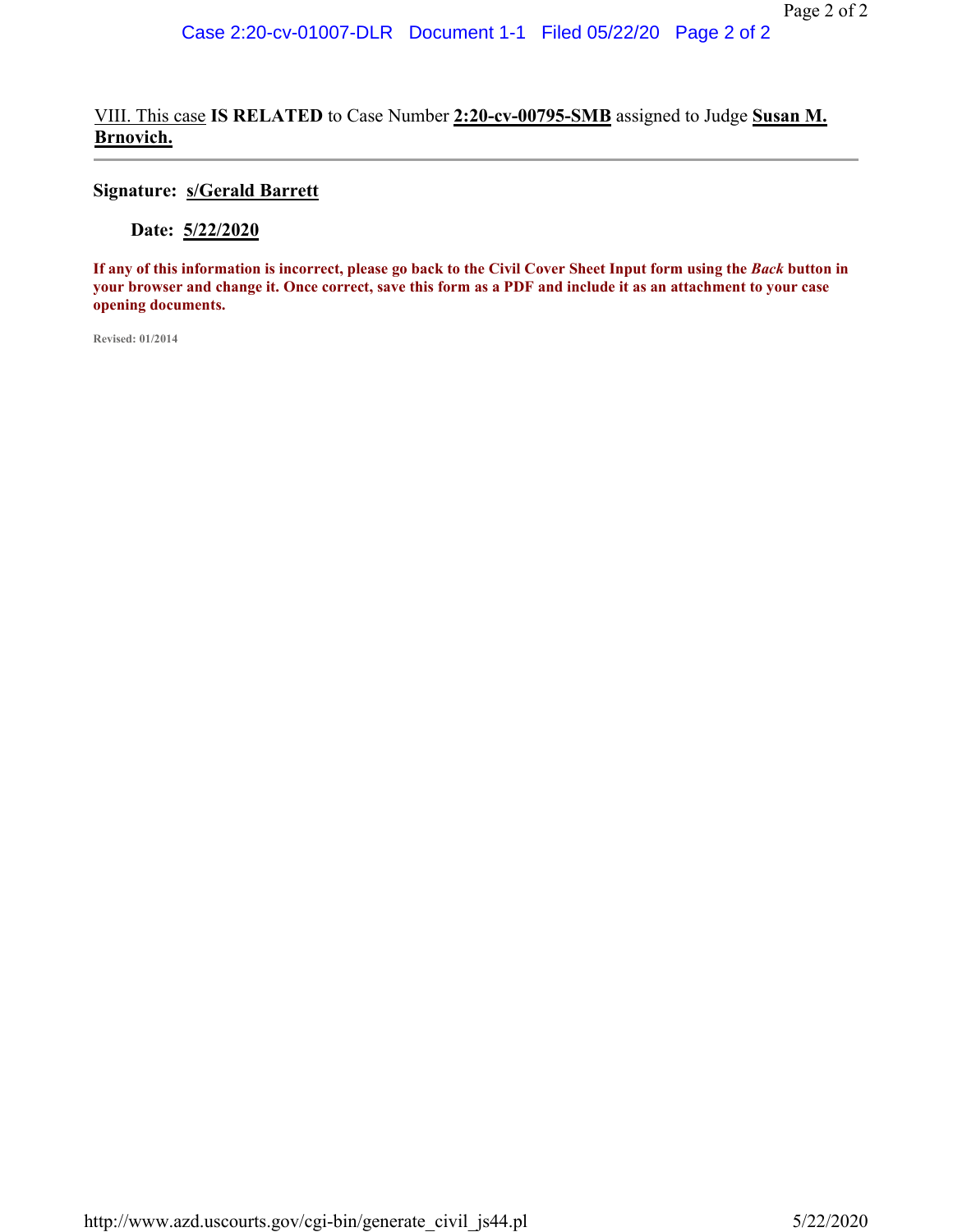VIII. This case **IS RELATED** to Case Number **2:20-cv-00795-SMB** assigned to Judge **Susan M. Brnovich.**

**Signature: s/Gerald Barrett**

**Date: 5/22/2020**

**If any of this information is incorrect, please go back to the Civil Cover Sheet Input form using the *Back* button in your browser and change it. Once correct, save this form as a PDF and include it as an attachment to your case opening documents.**

Revised: 01/2014